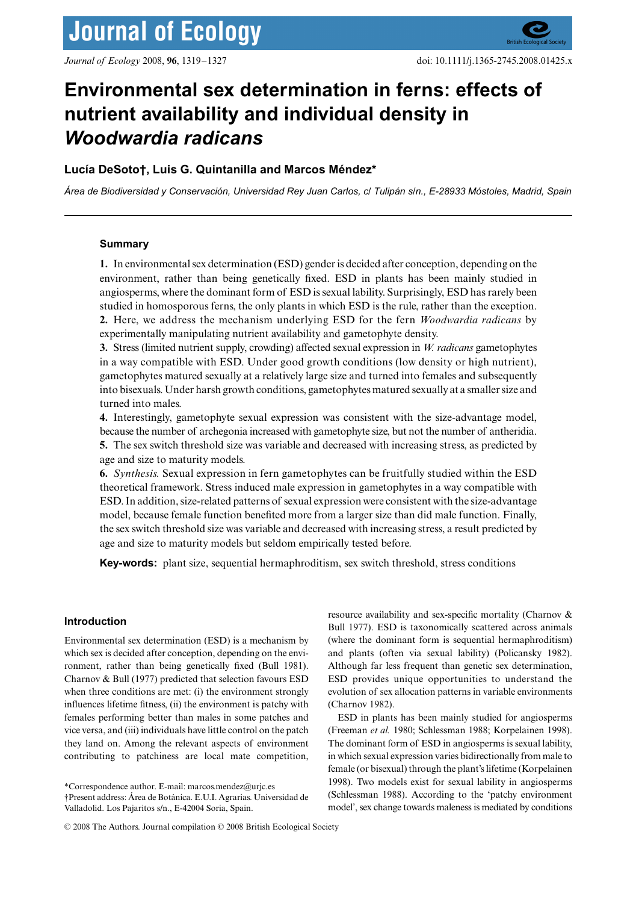# Environmental sex determination in ferns: effects of nutrient availability and individual density in *Woodwardia radicans*

**Lucía DeSoto†, Luis G. Quintanilla and Marcos Méndez***

*Área de Biodiversidad y Conservación, Universidad Rey Juan Carlos, c/ Tulipán s/n., E-28933 Móstoles, Madrid, Spain*

## Summary

**1.** In environmental sex determination (ESD) gender is decided after conception, depending on the environment, rather than being genetically fixed. ESD in plants has been mainly studied in angiosperms, where the dominant form of ESD is sexual lability. Surprisingly, ESD has rarely been studied in homosporous ferns, the only plants in which ESD is the rule, rather than the exception.

**2.** Here, we address the mechanism underlying ESD for the fern *Woodwardia radicans* by experimentally manipulating nutrient availability and gametophyte density.

**3.** Stress (limited nutrient supply, crowding) affected sexual expression in *W. radicans* gametophytes in a way compatible with ESD. Under good growth conditions (low density or high nutrient), gametophytes matured sexually at a relatively large size and turned into females and subsequently into bisexuals. Under harsh growth conditions, gametophytes matured sexually at a smaller size and turned into males.

**4.** Interestingly, gametophyte sexual expression was consistent with the size-advantage model, because the number of archegonia increased with gametophyte size, but not the number of antheridia.

**5.** The sex switch threshold size was variable and decreased with increasing stress, as predicted by age and size to maturity models.

**6.** *Synthesis.* Sexual expression in fern gametophytes can be fruitfully studied within the ESD theoretical framework. Stress induced male expression in gametophytes in a way compatible with ESD. In addition, size-related patterns of sexual expression were consistent with the size-advantage model, because female function benefited more from a larger size than did male function. Finally, the sex switch threshold size was variable and decreased with increasing stress, a result predicted by age and size to maturity models but seldom empirically tested before.

**Key-words:** plant size, sequential hermaphroditism, sex switch threshold, stress conditions

## Introduction

Environmental sex determination (ESD) is a mechanism by which sex is decided after conception, depending on the environment, rather than being genetically fixed (Bull 1981). Charnov & Bull (1977) predicted that selection favours ESD when three conditions are met: (i) the environment strongly influences lifetime fitness, (ii) the environment is patchy with females performing better than males in some patches and vice versa, and (iii) individuals have little control on the patch they land on. Among the relevant aspects of environment contributing to patchiness are local mate competition, resource availability and sex-specific mortality (Charnov & Bull 1977). ESD is taxonomically scattered across animals (where the dominant form is sequential hermaphroditism) and plants (often via sexual lability) (Policansky 1982). Although far less frequent than genetic sex determination, ESD provides unique opportunities to understand the evolution of sex allocation patterns in variable environments (Charnov 1982).

ESD in plants has been mainly studied for angiosperms (Freeman *et al.* 1980; Schlessman 1988; Korpelainen 1998). The dominant form of ESD in angiosperms is sexual lability, in which sexual expression varies bidirectionally from male to female (or bisexual) through the plant's lifetime (Korpelainen 1998). Two models exist for sexual lability in angiosperms (Schlessman 1988). According to the 'patchy environment model', sex change towards maleness is mediated by conditions

*Correspondence author. E-mail: marcos.mendez@urjc.es
†Present address: Área de Botánica. E.U.I. Agrarias. Universidad de Valladolid. Los Pajaritos s/n., E-42004 Soria, Spain.

© 2008 The Authors. Journal compilation © 2008 British Ecological Society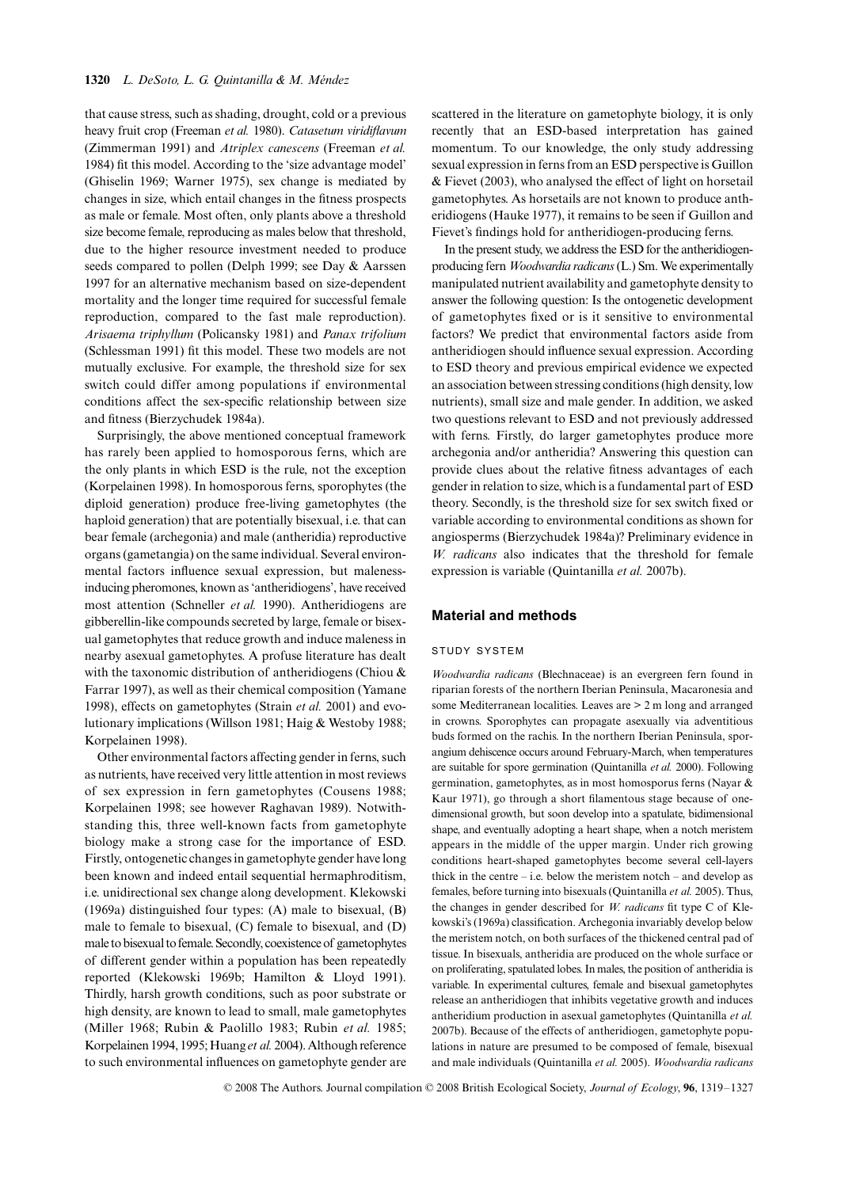that cause stress, such as shading, drought, cold or a previous heavy fruit crop (Freeman *et al.* 1980). *Catasetum viridiflavum* (Zimmerman 1991) and *Atriplex canescens* (Freeman *et al.* 1984) fit this model. According to the 'size advantage model' (Ghiselin 1969; Warner 1975), sex change is mediated by changes in size, which entail changes in the fitness prospects as male or female. Most often, only plants above a threshold size become female, reproducing as males below that threshold, due to the higher resource investment needed to produce seeds compared to pollen (Delph 1999; see Day & Aarssen 1997 for an alternative mechanism based on size-dependent mortality and the longer time required for successful female reproduction, compared to the fast male reproduction). *Arisaema triphyllum* (Policansky 1981) and *Panax trifolium* (Schlessman 1991) fit this model. These two models are not mutually exclusive. For example, the threshold size for sex switch could differ among populations if environmental conditions affect the sex-specific relationship between size and fitness (Bierzychudek 1984a).

Surprisingly, the above mentioned conceptual framework has rarely been applied to homosporous ferns, which are the only plants in which ESD is the rule, not the exception (Korpelainen 1998). In homosporous ferns, sporophytes (the diploid generation) produce free-living gametophytes (the haploid generation) that are potentially bisexual, i.e. that can bear female (archegonia) and male (antheridia) reproductive organs (gametangia) on the same individual. Several environmental factors influence sexual expression, but maleness-inducing pheromones, known as 'antheridiogens', have received most attention (Schneller *et al.* 1990). Antheridiogens are gibberellin-like compounds secreted by large, female or bisexual gametophytes that reduce growth and induce maleness in nearby asexual gametophytes. A profuse literature has dealt with the taxonomic distribution of antheridiogens (Chiou & Farrar 1997), as well as their chemical composition (Yamane 1998), effects on gametophytes (Strain *et al.* 2001) and evolutionary implications (Willson 1981; Haig & Westoby 1988; Korpelainen 1998).

Other environmental factors affecting gender in ferns, such as nutrients, have received very little attention in most reviews of sex expression in fern gametophytes (Cousens 1988; Korpelainen 1998; see however Raghavan 1989). Notwithstanding this, three well-known facts from gametophyte biology make a strong case for the importance of ESD. Firstly, ontogenetic changes in gametophyte gender have long been known and indeed entail sequential hermaphroditism, i.e. unidirectional sex change along development. Klekowski (1969a) distinguished four types: (A) male to bisexual, (B) male to female to bisexual, (C) female to bisexual, and (D) male to bisexual to female. Secondly, coexistence of gametophytes of different gender within a population has been repeatedly reported (Klekowski 1969b; Hamilton & Lloyd 1991). Thirdly, harsh growth conditions, such as poor substrate or high density, are known to lead to small, male gametophytes (Miller 1968; Rubin & Paolillo 1983; Rubin *et al.* 1985; Korpelainen 1994, 1995; Huang *et al.* 2004). Although reference to such environmental influences on gametophyte gender are scattered in the literature on gametophyte biology, it is only recently that an ESD-based interpretation has gained momentum. To our knowledge, the only study addressing sexual expression in ferns from an ESD perspective is Guillon & Fievet (2003), who analysed the effect of light on horsetail gametophytes. As horsetails are not known to produce antheridiogens (Hauke 1977), it remains to be seen if Guillon and Fievet's findings hold for antheridiogen-producing ferns.

In the present study, we address the ESD for the antheridiogen-producing fern *Woodwardia radicans* (L.) Sm. We experimentally manipulated nutrient availability and gametophyte density to answer the following question: Is the ontogenetic development of gametophytes fixed or is it sensitive to environmental factors? We predict that environmental factors aside from antheridiogen should influence sexual expression. According to ESD theory and previous empirical evidence we expected an association between stressing conditions (high density, low nutrients), small size and male gender. In addition, we asked two questions relevant to ESD and not previously addressed with ferns. Firstly, do larger gametophytes produce more archegonia and/or antheridia? Answering this question can provide clues about the relative fitness advantages of each gender in relation to size, which is a fundamental part of ESD theory. Secondly, is the threshold size for sex switch fixed or variable according to environmental conditions as shown for angiosperms (Bierzychudek 1984a)? Preliminary evidence in *W. radicans* also indicates that the threshold for female expression is variable (Quintanilla *et al.* 2007b).

## Material and methods

### STUDY SYSTEM

*Woodwardia radicans* (Blechnaceae) is an evergreen fern found in riparian forests of the northern Iberian Peninsula, Macaronesia and some Mediterranean localities. Leaves are > 2 m long and arranged in crowns. Sporophytes can propagate asexually via adventitious buds formed on the rachis. In the northern Iberian Peninsula, sporangium dehiscence occurs around February-March, when temperatures are suitable for spore germination (Quintanilla *et al.* 2000). Following germination, gametophytes, as in most homosporous ferns (Nayar & Kaur 1971), go through a short filamentous stage because of one-dimensional growth, but soon develop into a spatulate, bidimensional shape, and eventually adopting a heart shape, when a notch meristem appears in the middle of the upper margin. Under rich growing conditions heart-shaped gametophytes become several cell-layers thick in the centre – i.e. below the meristem notch – and develop as females, before turning into bisexuals (Quintanilla *et al.* 2005). Thus, the changes in gender described for *W. radicans* fit type C of Klekowski's (1969a) classification. Archegonia invariably develop below the meristem notch, on both surfaces of the thickened central pad of tissue. In bisexuals, antheridia are produced on the whole surface or on proliferating, spatulated lobes. In males, the position of antheridia is variable. In experimental cultures, female and bisexual gametophytes release an antheridiogen that inhibits vegetative growth and induces antheridium production in asexual gametophytes (Quintanilla *et al.* 2007b). Because of the effects of antheridiogen, gametophyte populations in nature are presumed to be composed of female, bisexual and male individuals (Quintanilla *et al.* 2005). *Woodwardia radicans*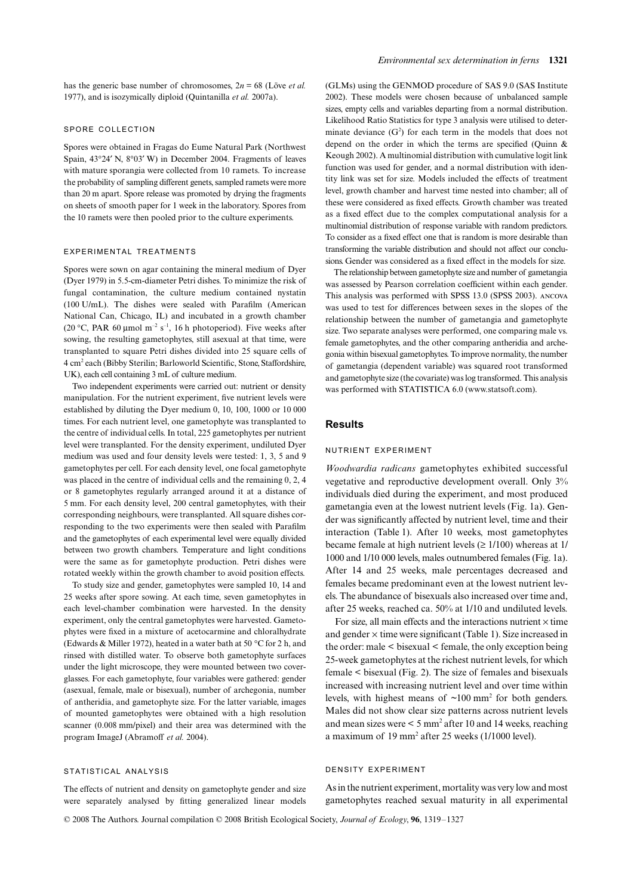has the generic base number of chromosomes, $2n = 68$ (Löve *et al.* 1977), and is isozymically diploid (Quintanilla *et al.* 2007a).

### SPORE COLLECTION

Spores were obtained in Fragas do Eume Natural Park (Northwest Spain, 43°24′ N, 8°03′ W) in December 2004. Fragments of leaves with mature sporangia were collected from 10 ramets. To increase the probability of sampling different genets, sampled ramets were more than 20 m apart. Spore release was promoted by drying the fragments on sheets of smooth paper for 1 week in the laboratory. Spores from the 10 ramets were then pooled prior to the culture experiments.

### EXPERIMENTAL TREATMENTS

Spores were sown on agar containing the mineral medium of Dyer (Dyer 1979) in 5.5-cm-diameter Petri dishes. To minimize the risk of fungal contamination, the culture medium contained nystatin (100 U/mL). The dishes were sealed with Parafilm (American National Can, Chicago, IL) and incubated in a growth chamber (20 °C, PAR 60 μmol $m^{-2}$ $s^{-1}$, 16 h photoperiod). Five weeks after sowing, the resulting gametophytes, still asexual at that time, were transplanted to square Petri dishes divided into 25 square cells of 4 $cm^2$ each (Bibby Sterilin; Barloworld Scientific, Stone, Staffordshire, UK), each cell containing 3 mL of culture medium.

Two independent experiments were carried out: nutrient or density manipulation. For the nutrient experiment, five nutrient levels were established by diluting the Dyer medium 0, 10, 100, 1000 or 10 000 times. For each nutrient level, one gametophyte was transplanted to the centre of individual cells. In total, 225 gametophytes per nutrient level were transplanted. For the density experiment, undiluted Dyer medium was used and four density levels were tested: 1, 3, 5 and 9 gametophytes per cell. For each density level, one focal gametophyte was placed in the centre of individual cells and the remaining 0, 2, 4 or 8 gametophytes regularly arranged around it at a distance of 5 mm. For each density level, 200 central gametophytes, with their corresponding neighbours, were transplanted. All square dishes corresponding to the two experiments were then sealed with Parafilm and the gametophytes of each experimental level were equally divided between two growth chambers. Temperature and light conditions were the same as for gametophyte production. Petri dishes were rotated weekly within the growth chamber to avoid position effects.

To study size and gender, gametophytes were sampled 10, 14 and 25 weeks after spore sowing. At each time, seven gametophytes in each level-chamber combination were harvested. In the density experiment, only the central gametophytes were harvested. Gametophytes were fixed in a mixture of acetocarmine and chloralhydrate (Edwards & Miller 1972), heated in a water bath at 50 °C for 2 h, and rinsed with distilled water. To observe both gametophyte surfaces under the light microscope, they were mounted between two coverglasses. For each gametophyte, four variables were gathered: gender (asexual, female, male or bisexual), number of archegonia, number of antheridia, and gametophyte size. For the latter variable, images of mounted gametophytes were obtained with a high resolution scanner (0.008 mm/pixel) and their area was determined with the program ImageJ (Abramoff *et al.* 2004).

### STATISTICAL ANALYSIS

The effects of nutrient and density on gametophyte gender and size were separately analysed by fitting generalized linear models (GLMs) using the GENMOD procedure of SAS 9.0 (SAS Institute 2002). These models were chosen because of unbalanced sample sizes, empty cells and variables departing from a normal distribution. Likelihood Ratio Statistics for type 3 analysis were utilised to determinate deviance ($G^2$) for each term in the models that does not depend on the order in which the terms are specified (Quinn & Keough 2002). A multinomial distribution with cumulative logit link function was used for gender, and a normal distribution with identity link was set for size. Models included the effects of treatment level, growth chamber and harvest time nested into chamber; all of these were considered as fixed effects. Growth chamber was treated as a fixed effect due to the complex computational analysis for a multinomial distribution of response variable with random predictors. To consider as a fixed effect one that is random is more desirable than transforming the variable distribution and should not affect our conclusions. Gender was considered as a fixed effect in the models for size.

The relationship between gametophyte size and number of gametangia was assessed by Pearson correlation coefficient within each gender. This analysis was performed with SPSS 13.0 (SPSS 2003). ANCOVA was used to test for differences between sexes in the slopes of the relationship between the number of gametangia and gametophyte size. Two separate analyses were performed, one comparing male vs. female gametophytes, and the other comparing antheridia and archegonia within bisexual gametophytes. To improve normality, the number of gametangia (dependent variable) was squared root transformed and gametophyte size (the covariate) was log transformed. This analysis was performed with STATISTICA 6.0 (www.statsoft.com).

## Results

### NUTRIENT EXPERIMENT

*Woodwardia radicans* gametophytes exhibited successful vegetative and reproductive development overall. Only 3% individuals died during the experiment, and most produced gametangia even at the lowest nutrient levels (Fig. 1a). Gender was significantly affected by nutrient level, time and their interaction (Table 1). After 10 weeks, most gametophytes became female at high nutrient levels (≥ 1/100) whereas at 1/1000 and 1/10 000 levels, males outnumbered females (Fig. 1a). After 14 and 25 weeks, male percentages decreased and females became predominant even at the lowest nutrient levels. The abundance of bisexuals also increased over time and, after 25 weeks, reached ca. 50% at 1/10 and undiluted levels.

For size, all main effects and the interactions nutrient × time and gender × time were significant (Table 1). Size increased in the order: male < bisexual < female, the only exception being 25-week gametophytes at the richest nutrient levels, for which female < bisexual (Fig. 2). The size of females and bisexuals increased with increasing nutrient level and over time within levels, with highest means of ~100 $mm^2$ for both genders. Males did not show clear size patterns across nutrient levels and mean sizes were < 5 $mm^2$ after 10 and 14 weeks, reaching a maximum of 19 $mm^2$ after 25 weeks (1/1000 level).

### DENSITY EXPERIMENT

As in the nutrient experiment, mortality was very low and most gametophytes reached sexual maturity in all experimental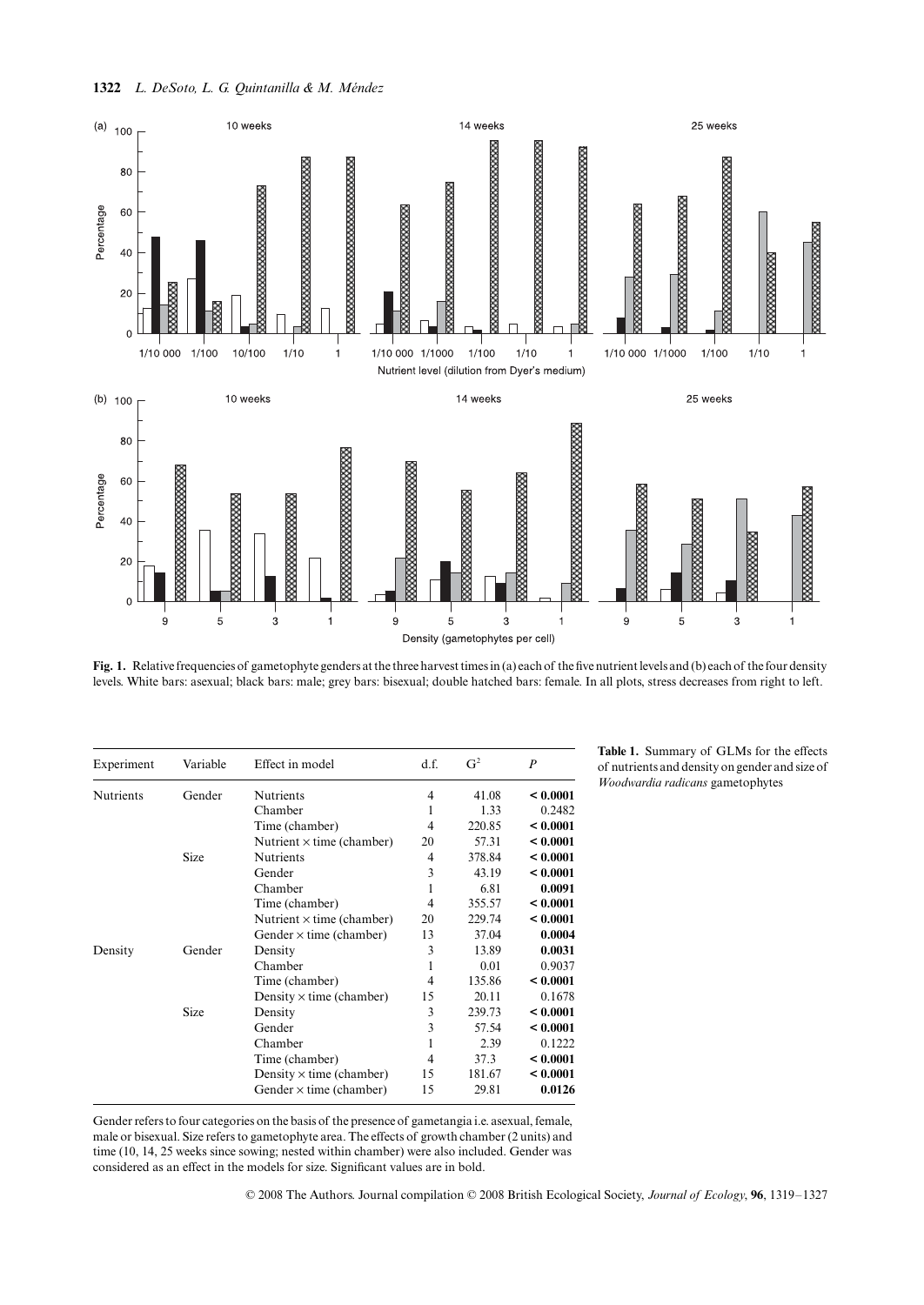**Fig. 1.** Relative frequencies of gametophyte genders at the three harvest times in (a) each of the five nutrient levels and (b) each of the four density levels. White bars: asexual; black bars: male; grey bars: bisexual; double hatched bars: female. In all plots, stress decreases from right to left.

**Table 1.** Summary of GLMs for the effects of nutrients and density on gender and size of *Woodwardia radicans* gametophytes

| Experiment | Variable | Effect in model | d.f. | $G^2$ | $P$ |
|---|---|---|---|---|---|
| Nutrients | Gender | Nutrients | 4 | 41.08 | **< 0.0001** |
| | | Chamber | 1 | 1.33 | 0.2482 |
| | | Time (chamber) | 4 | 220.85 | **< 0.0001** |
| | | Nutrient × time (chamber) | 20 | 57.31 | **< 0.0001** |
| | Size | Nutrients | 4 | 378.84 | **< 0.0001** |
| | | Gender | 3 | 43.19 | **< 0.0001** |
| | | Chamber | 1 | 6.81 | **0.0091** |
| | | Time (chamber) | 4 | 355.57 | **< 0.0001** |
| | | Nutrient × time (chamber) | 20 | 229.74 | **< 0.0001** |
| | | Gender × time (chamber) | 13 | 37.04 | **0.0004** |
| Density | Gender | Density | 3 | 13.89 | **0.0031** |
| | | Chamber | 1 | 0.01 | 0.9037 |
| | | Time (chamber) | 4 | 135.86 | **< 0.0001** |
| | | Density × time (chamber) | 15 | 20.11 | 0.1678 |
| | Size | Density | 3 | 239.73 | **< 0.0001** |
| | | Gender | 3 | 57.54 | **< 0.0001** |
| | | Chamber | 1 | 2.39 | 0.1222 |
| | | Time (chamber) | 4 | 37.3 | **< 0.0001** |
| | | Density × time (chamber) | 15 | 181.67 | **< 0.0001** |
| | | Gender × time (chamber) | 15 | 29.81 | **0.0126** |

Gender refers to four categories on the basis of the presence of gametangia i.e. asexual, female, male or bisexual. Size refers to gametophyte area. The effects of growth chamber (2 units) and time (10, 14, 25 weeks since sowing; nested within chamber) were also included. Gender was considered as an effect in the models for size. Significant values are in bold.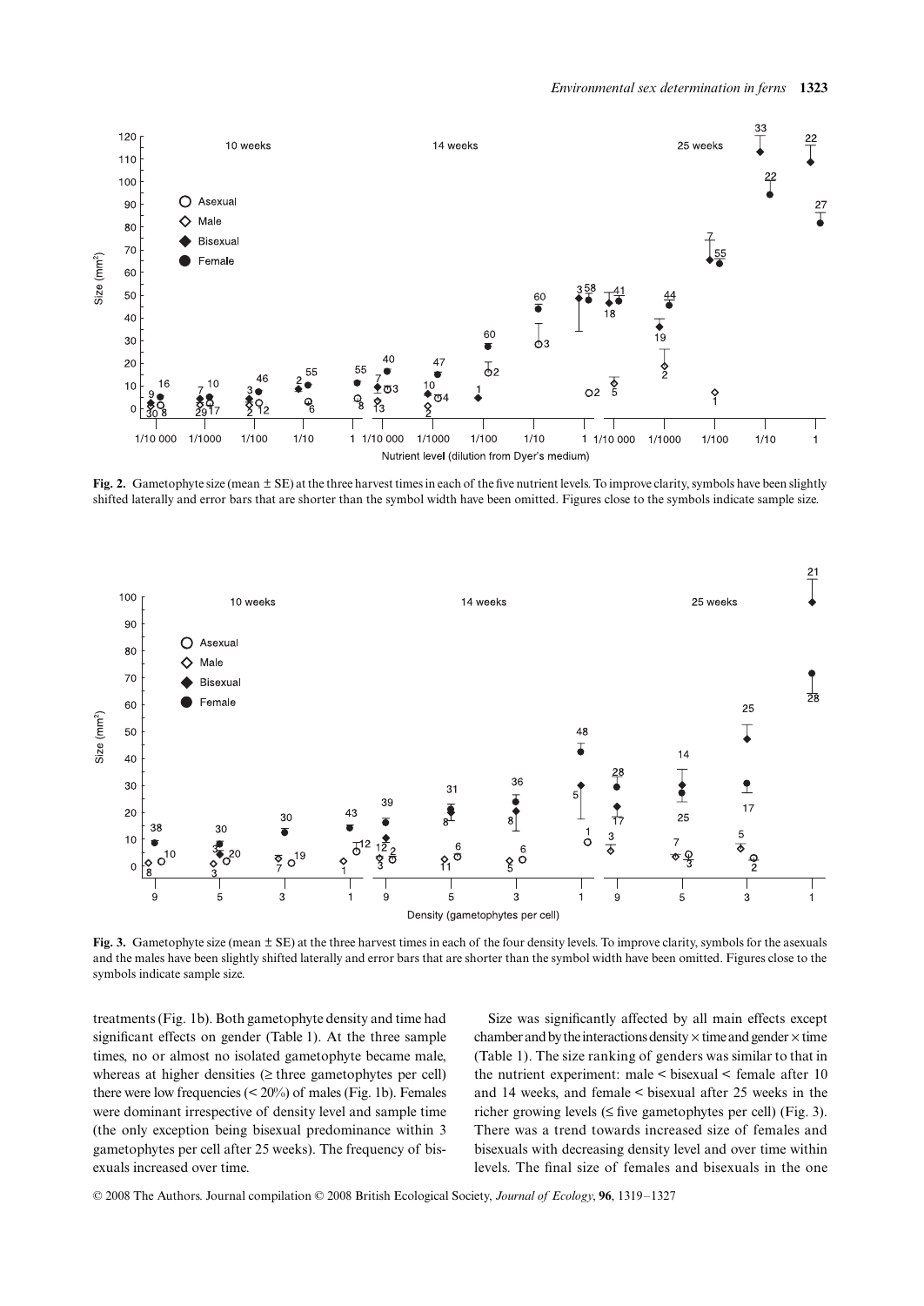**Fig. 2.** Gametophyte size (mean ± SE) at the three harvest times in each of the five nutrient levels. To improve clarity, symbols have been slightly shifted laterally and error bars that are shorter than the symbol width have been omitted. Figures close to the symbols indicate sample size.

**Fig. 3.** Gametophyte size (mean ± SE) at the three harvest times in each of the four density levels. To improve clarity, symbols for the asexuals and the males have been slightly shifted laterally and error bars that are shorter than the symbol width have been omitted. Figures close to the symbols indicate sample size.

treatments (Fig. 1b). Both gametophyte density and time had significant effects on gender (Table 1). At the three sample times, no or almost no isolated gametophyte became male, whereas at higher densities (≥ three gametophytes per cell) there were low frequencies (< 20%) of males (Fig. 1b). Females were dominant irrespective of density level and sample time (the only exception being bisexual predominance within 3 gametophytes per cell after 25 weeks). The frequency of bisexuals increased over time.

Size was significantly affected by all main effects except chamber and by the interactions density × time and gender × time (Table 1). The size ranking of genders was similar to that in the nutrient experiment: male < bisexual < female after 10 and 14 weeks, and female < bisexual after 25 weeks in the richer growing levels (≤ five gametophytes per cell) (Fig. 3). There was a trend towards increased size of females and bisexuals with decreasing density level and over time within levels. The final size of females and bisexuals in the one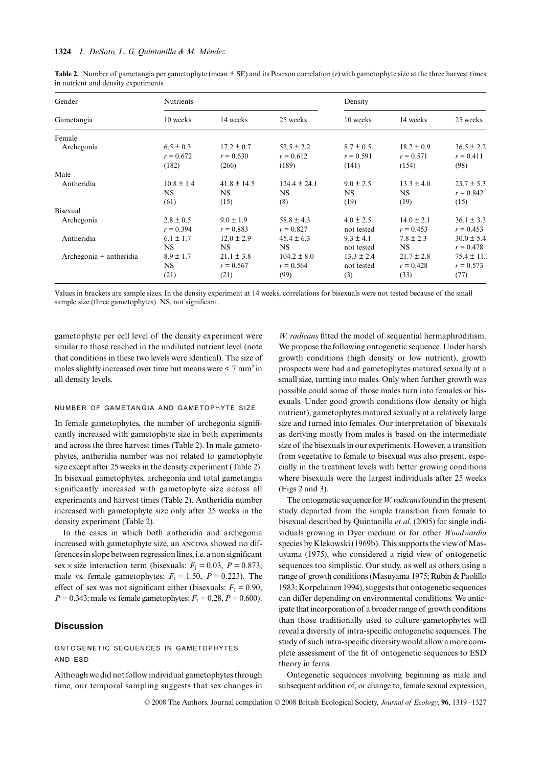**Table 2.** Number of gametangia per gametophyte (mean ± SE) and its Pearson correlation ($r$) with gametophyte size at the three harvest times in nutrient and density experiments

| Gender | Nutrients | | | Density | | |
|---|---|---|---|---|---|---|
| Gametangia | 10 weeks | 14 weeks | 25 weeks | 10 weeks | 14 weeks | 25 weeks |
| Female | | | | | | |
| Archegonia | 6.5 ± 0.3<br>$r$ = 0.672<br>(182) | 17.2 ± 0.7<br>$r$ = 0.630<br>(266) | 52.5 ± 2.2<br>$r$ = 0.612<br>(189) | 8.7 ± 0.5<br>$r$ = 0.591<br>(141) | 18.2 ± 0.9<br>$r$ = 0.571<br>(154) | 36.5 ± 2.2<br>$r$ = 0.411<br>(98) |
| Male | | | | | | |
| Antheridia | 10.8 ± 1.4<br>NS<br>(61) | 41.8 ± 14.5<br>NS<br>(15) | 124.4 ± 24.1<br>NS<br>(8) | 9.0 ± 2.5<br>NS<br>(19) | 13.3 ± 4.0<br>NS<br>(19) | 23.7 ± 5.3<br>$r$ = 0.842<br>(15) |
| Bisexual | | | | | | |
| Archegonia | 2.8 ± 0.5<br>$r$ = 0.394 | 9.0 ± 1.9<br>$r$ = 0.883 | 58.8 ± 4.3<br>$r$ = 0.827 | 4.0 ± 2.5<br>not tested | 14.0 ± 2.1<br>$r$ = 0.453 | 36.1 ± 3.3<br>$r$ = 0.453 |
| Antheridia | 6.1 ± 1.7<br>NS | 12.0 ± 2.9<br>NS | 45.4 ± 6.3<br>NS | 9.3 ± 4.1<br>not tested | 7.8 ± 2.3<br>NS | 30.0 ± 5.4<br>$r$ = 0.478 |
| Archegonia + antheridia | 8.9 ± 1.7<br>NS<br>(21) | 21.1 ± 3.8<br>$r$ = 0.567<br>(21) | 104.2 ± 8.0<br>$r$ = 0.564<br>(99) | 13.3 ± 2.4<br>not tested<br>(3) | 21.7 ± 2.8<br>$r$ = 0.428<br>(33) | 75.4 ± 11.<br>$r$ = 0.573<br>(77) |

Values in brackets are sample sizes. In the density experiment at 14 weeks, correlations for bisexuals were not tested because of the small sample size (three gametophytes). NS, not significant.

gametophyte per cell level of the density experiment were similar to those reached in the undiluted nutrient level (note that conditions in these two levels were identical). The size of males slightly increased over time but means were < 7 mm$^2$ in all density levels.

### NUMBER OF GAMETANGIA AND GAMETOPHYTE SIZE

In female gametophytes, the number of archegonia significantly increased with gametophyte size in both experiments and across the three harvest times (Table 2). In male gametophytes, antheridia number was not related to gametophyte size except after 25 weeks in the density experiment (Table 2). In bisexual gametophytes, archegonia and total gametangia significantly increased with gametophyte size across all experiments and harvest times (Table 2). Antheridia number increased with gametophyte size only after 25 weeks in the density experiment (Table 2).

In the cases in which both antheridia and archegonia increased with gametophyte size, an ANCOVA showed no differences in slope between regression lines, i.e. a non significant sex × size interaction term (bisexuals: $F_1 = 0.03$, $P = 0.873$; male vs. female gametophytes: $F_1 = 1.50$, $P = 0.223$). The effect of sex was not significant either (bisexuals: $F_1 = 0.90$, $P = 0.343$; male vs. female gametophytes: $F_1 = 0.28$, $P = 0.600$).

## Discussion

### ONTOGENETIC SEQUENCES IN GAMETOPHYTES AND ESD

Although we did not follow individual gametophytes through time, our temporal sampling suggests that sex changes in *W. radicans* fitted the model of sequential hermaphroditism. We propose the following ontogenetic sequence. Under harsh growth conditions (high density or low nutrient), growth prospects were bad and gametophytes matured sexually at a small size, turning into males. Only when further growth was possible could some of those males turn into females or bisexuals. Under good growth conditions (low density or high nutrient), gametophytes matured sexually at a relatively large size and turned into females. Our interpretation of bisexuals as deriving mostly from males is based on the intermediate size of the bisexuals in our experiments. However, a transition from vegetative to female to bisexual was also present, especially in the treatment levels with better growing conditions where bisexuals were the largest individuals after 25 weeks (Figs 2 and 3).

The ontogenetic sequence for *W. radicans* found in the present study departed from the simple transition from female to bisexual described by Quintanilla *et al*. (2005) for single individuals growing in Dyer medium or for other *Woodwardia* species by Klekowski (1969b). This supports the view of Masuyama (1975), who considered a rigid view of ontogenetic sequences too simplistic. Our study, as well as others using a range of growth conditions (Masuyama 1975; Rubin & Paolillo 1983; Korpelainen 1994), suggests that ontogenetic sequences can differ depending on environmental conditions. We anticipate that incorporation of a broader range of growth conditions than those traditionally used to culture gametophytes will reveal a diversity of intra-specific ontogenetic sequences. The study of such intra-specific diversity would allow a more complete assessment of the fit of ontogenetic sequences to ESD theory in ferns.

Ontogenetic sequences involving beginning as male and subsequent addition of, or change to, female sexual expression,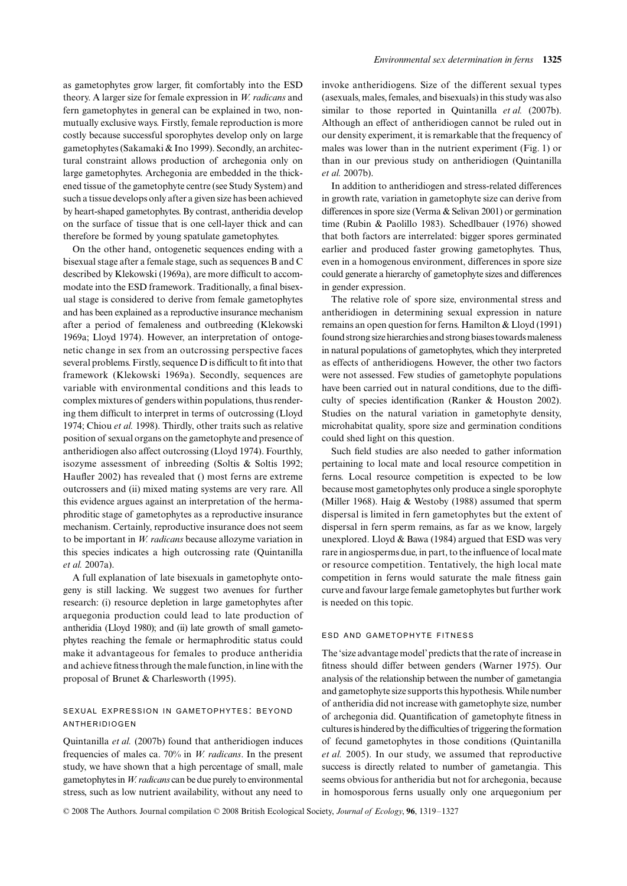as gametophytes grow larger, fit comfortably into the ESD theory. A larger size for female expression in *W. radicans* and fern gametophytes in general can be explained in two, non-mutually exclusive ways. Firstly, female reproduction is more costly because successful sporophytes develop only on large gametophytes (Sakamaki & Ino 1999). Secondly, an architectural constraint allows production of archegonia only on large gametophytes. Archegonia are embedded in the thickened tissue of the gametophyte centre (see Study System) and such a tissue develops only after a given size has been achieved by heart-shaped gametophytes. By contrast, antheridia develop on the surface of tissue that is one cell-layer thick and can therefore be formed by young spatulate gametophytes.

On the other hand, ontogenetic sequences ending with a bisexual stage after a female stage, such as sequences B and C described by Klekowski (1969a), are more difficult to accommodate into the ESD framework. Traditionally, a final bisexual stage is considered to derive from female gametophytes and has been explained as a reproductive insurance mechanism after a period of femaleness and outbreeding (Klekowski 1969a; Lloyd 1974). However, an interpretation of ontogenetic change in sex from an outcrossing perspective faces several problems. Firstly, sequence D is difficult to fit into that framework (Klekowski 1969a). Secondly, sequences are variable with environmental conditions and this leads to complex mixtures of genders within populations, thus rendering them difficult to interpret in terms of outcrossing (Lloyd 1974; Chiou *et al.* 1998). Thirdly, other traits such as relative position of sexual organs on the gametophyte and presence of antheridiogen also affect outcrossing (Lloyd 1974). Fourthly, isozyme assessment of inbreeding (Soltis & Soltis 1992; Haufler 2002) has revealed that () most ferns are extreme outcrossers and (ii) mixed mating systems are very rare. All this evidence argues against an interpretation of the hermaphroditic stage of gametophytes as a reproductive insurance mechanism. Certainly, reproductive insurance does not seem to be important in *W. radicans* because allozyme variation in this species indicates a high outcrossing rate (Quintanilla *et al.* 2007a).

A full explanation of late bisexuals in gametophyte ontogeny is still lacking. We suggest two avenues for further research: (i) resource depletion in large gametophytes after arquegonia production could lead to late production of antheridia (Lloyd 1980); and (ii) late growth of small gametophytes reaching the female or hermaphroditic status could make it advantageous for females to produce antheridia and achieve fitness through the male function, in line with the proposal of Brunet & Charlesworth (1995).

### SEXUAL EXPRESSION IN GAMETOPHYTES: BEYOND ANTHERIDIOGEN

Quintanilla *et al.* (2007b) found that antheridiogen induces frequencies of males ca. 70% in *W. radicans*. In the present study, we have shown that a high percentage of small, male gametophytes in *W. radicans* can be due purely to environmental stress, such as low nutrient availability, without any need to invoke antheridiogens. Size of the different sexual types (asexuals, males, females, and bisexuals) in this study was also similar to those reported in Quintanilla *et al.* (2007b). Although an effect of antheridiogen cannot be ruled out in our density experiment, it is remarkable that the frequency of males was lower than in the nutrient experiment (Fig. 1) or than in our previous study on antheridiogen (Quintanilla *et al.* 2007b).

In addition to antheridiogen and stress-related differences in growth rate, variation in gametophyte size can derive from differences in spore size (Verma & Selivan 2001) or germination time (Rubin & Paolillo 1983). Schedlbauer (1976) showed that both factors are interrelated: bigger spores germinated earlier and produced faster growing gametophytes. Thus, even in a homogenous environment, differences in spore size could generate a hierarchy of gametophyte sizes and differences in gender expression.

The relative role of spore size, environmental stress and antheridiogen in determining sexual expression in nature remains an open question for ferns. Hamilton & Lloyd (1991) found strong size hierarchies and strong biases towards maleness in natural populations of gametophytes, which they interpreted as effects of antheridiogens. However, the other two factors were not assessed. Few studies of gametophyte populations have been carried out in natural conditions, due to the difficulty of species identification (Ranker & Houston 2002). Studies on the natural variation in gametophyte density, microhabitat quality, spore size and germination conditions could shed light on this question.

Such field studies are also needed to gather information pertaining to local mate and local resource competition in ferns. Local resource competition is expected to be low because most gametophytes only produce a single sporophyte (Miller 1968). Haig & Westoby (1988) assumed that sperm dispersal is limited in fern gametophytes but the extent of dispersal in fern sperm remains, as far as we know, largely unexplored. Lloyd & Bawa (1984) argued that ESD was very rare in angiosperms due, in part, to the influence of local mate or resource competition. Tentatively, the high local mate competition in ferns would saturate the male fitness gain curve and favour large female gametophytes but further work is needed on this topic.

### ESD AND GAMETOPHYTE FITNESS

The 'size advantage model' predicts that the rate of increase in fitness should differ between genders (Warner 1975). Our analysis of the relationship between the number of gametangia and gametophyte size supports this hypothesis. While number of antheridia did not increase with gametophyte size, number of archegonia did. Quantification of gametophyte fitness in cultures is hindered by the difficulties of triggering the formation of fecund gametophytes in those conditions (Quintanilla *et al.* 2005). In our study, we assumed that reproductive success is directly related to number of gametangia. This seems obvious for antheridia but not for archegonia, because in homosporous ferns usually only one arquegonium per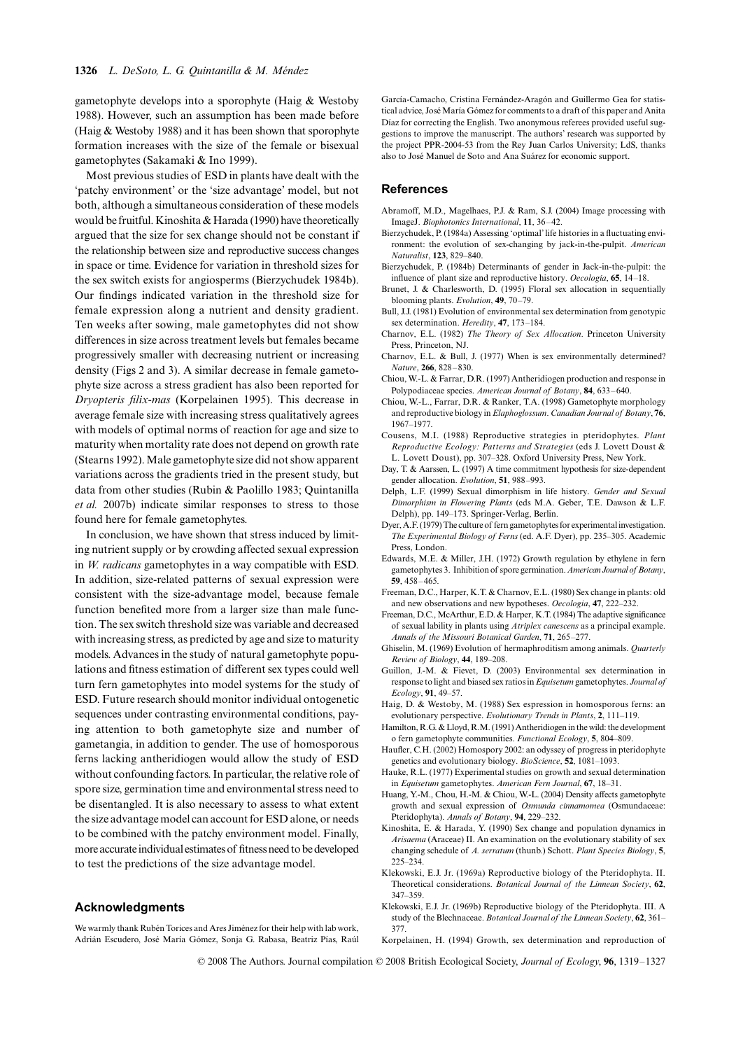gametophyte develops into a sporophyte (Haig & Westoby 1988). However, such an assumption has been made before (Haig & Westoby 1988) and it has been shown that sporophyte formation increases with the size of the female or bisexual gametophytes (Sakamaki & Ino 1999).

Most previous studies of ESD in plants have dealt with the 'patchy environment' or the 'size advantage' model, but not both, although a simultaneous consideration of these models would be fruitful. Kinoshita & Harada (1990) have theoretically argued that the size for sex change should not be constant if the relationship between size and reproductive success changes in space or time. Evidence for variation in threshold sizes for the sex switch exists for angiosperms (Bierzychudek 1984b). Our findings indicated variation in the threshold size for female expression along a nutrient and density gradient. Ten weeks after sowing, male gametophytes did not show differences in size across treatment levels but females became progressively smaller with decreasing nutrient or increasing density (Figs 2 and 3). A similar decrease in female gametophyte size across a stress gradient has also been reported for *Dryopteris filix-mas* (Korpelainen 1995). This decrease in average female size with increasing stress qualitatively agrees with models of optimal norms of reaction for age and size to maturity when mortality rate does not depend on growth rate (Stearns 1992). Male gametophyte size did not show apparent variations across the gradients tried in the present study, but data from other studies (Rubin & Paolillo 1983; Quintanilla *et al.* 2007b) indicate similar responses to stress to those found here for female gametophytes.

In conclusion, we have shown that stress induced by limiting nutrient supply or by crowding affected sexual expression in *W. radicans* gametophytes in a way compatible with ESD. In addition, size-related patterns of sexual expression were consistent with the size-advantage model, because female function benefited more from a larger size than male function. The sex switch threshold size was variable and decreased with increasing stress, as predicted by age and size to maturity models. Advances in the study of natural gametophyte populations and fitness estimation of different sex types could well turn fern gametophytes into model systems for the study of ESD. Future research should monitor individual ontogenetic sequences under contrasting environmental conditions, paying attention to both gametophyte size and number of gametangia, in addition to gender. The use of homosporous ferns lacking antheridiogen would allow the study of ESD without confounding factors. In particular, the relative role of spore size, germination time and environmental stress need to be disentangled. It is also necessary to assess to what extent the size advantage model can account for ESD alone, or needs to be combined with the patchy environment model. Finally, more accurate individual estimates of fitness need to be developed to test the predictions of the size advantage model.

## Acknowledgments

We warmly thank Rubén Torices and Ares Jiménez for their help with lab work, Adrián Escudero, José María Gómez, Sonja G. Rabasa, Beatriz Pías, Raúl García-Camacho, Cristina Fernández-Aragón and Guillermo Gea for statistical advice, José María Gómez for comments to a draft of this paper and Anita Díaz for correcting the English. Two anonymous referees provided useful suggestions to improve the manuscript. The authors' research was supported by the project PPR-2004-53 from the Rey Juan Carlos University; LdS, thanks also to José Manuel de Soto and Ana Suárez for economic support.

## References

Abramoff, M.D., Magelhaes, P.J. & Ram, S.J. (2004) Image processing with ImageJ. *Biophotonics International*, **11**, 36–42.

Bierzychudek, P. (1984a) Assessing 'optimal' life histories in a fluctuating environment: the evolution of sex-changing by jack-in-the-pulpit. *American Naturalist*, **123**, 829–840.

Bierzychudek, P. (1984b) Determinants of gender in Jack-in-the-pulpit: the influence of plant size and reproductive history. *Oecologia*, **65**, 14–18.

Brunet, J. & Charlesworth, D. (1995) Floral sex allocation in sequentially blooming plants. *Evolution*, **49**, 70–79.

Bull, J.J. (1981) Evolution of environmental sex determination from genotypic sex determination. *Heredity*, **47**, 173–184.

Charnov, E.L. (1982) *The Theory of Sex Allocation*. Princeton University Press, Princeton, NJ.

Charnov, E.L. & Bull, J. (1977) When is sex environmentally determined? *Nature*, **266**, 828–830.

Chiou, W.-L. & Farrar, D.R. (1997) Antheridiogen production and response in Polypodiaceae species. *American Journal of Botany*, **84**, 633–640.

Chiou, W.-L., Farrar, D.R. & Ranker, T.A. (1998) Gametophyte morphology and reproductive biology in *Elaphoglossum*. *Canadian Journal of Botany*, **76**, 1967–1977.

Cousens, M.I. (1988) Reproductive strategies in pteridophytes. *Plant Reproductive Ecology: Patterns and Strategies* (eds J. Lovett Doust & L. Lovett Doust), pp. 307–328. Oxford University Press, New York.

Day, T. & Aarssen, L. (1997) A time commitment hypothesis for size-dependent gender allocation. *Evolution*, **51**, 988–993.

Delph, L.F. (1999) Sexual dimorphism in life history. *Gender and Sexual Dimorphism in Flowering Plants* (eds M.A. Geber, T.E. Dawson & L.F. Delph), pp. 149–173. Springer-Verlag, Berlin.

Dyer, A.F. (1979) The culture of fern gametophytes for experimental investigation. *The Experimental Biology of Ferns* (ed. A.F. Dyer), pp. 235–305. Academic Press, London.

Edwards, M.E. & Miller, J.H. (1972) Growth regulation by ethylene in fern gametophytes 3. Inhibition of spore germination. *American Journal of Botany*, **59**, 458–465.

Freeman, D.C., Harper, K.T. & Charnov, E.L. (1980) Sex change in plants: old and new observations and new hypotheses. *Oecologia*, **47**, 222–232.

Freeman, D.C., McArthur, E.D. & Harper, K.T. (1984) The adaptive significance of sexual lability in plants using *Atriplex canescens* as a principal example. *Annals of the Missouri Botanical Garden*, **71**, 265–277.

Ghiselin, M. (1969) Evolution of hermaphroditism among animals. *Quarterly Review of Biology*, **44**, 189–208.

Guillon, J.-M. & Fievet, D. (2003) Environmental sex determination in response to light and biased sex ratios in *Equisetum* gametophytes. *Journal of Ecology*, **91**, 49–57.

Haig, D. & Westoby, M. (1988) Sex espression in homosporous ferns: an evolutionary perspective. *Evolutionary Trends in Plants*, **2**, 111–119.

Hamilton, R.G. & Lloyd, R.M. (1991) Antheridiogen in the wild: the development o fern gametophyte communities. *Functional Ecology*, **5**, 804–809.

Haufler, C.H. (2002) Homospory 2002: an odyssey of progress in pteridophyte genetics and evolutionary biology. *BioScience*, **52**, 1081–1093.

Hauke, R.L. (1977) Experimental studies on growth and sexual determination in *Equisetum* gametophytes. *American Fern Journal*, **67**, 18–31.

Huang, Y.-M., Chou, H.-M. & Chiou, W.-L. (2004) Density affects gametophyte growth and sexual expression of *Osmunda cinnamomea* (Osmundaceae: Pteridophyta). *Annals of Botany*, **94**, 229–232.

Kinoshita, E. & Harada, Y. (1990) Sex change and population dynamics in *Arisaema* (Araceae) II. An examination on the evolutionary stability of sex changing schedule of *A. serratum* (thunb.) Schott. *Plant Species Biology*, **5**, 225–234.

Klekowski, E.J. Jr. (1969a) Reproductive biology of the Pteridophyta. II. Theoretical considerations. *Botanical Journal of the Linnean Society*, **62**, 347–359.

Klekowski, E.J. Jr. (1969b) Reproductive biology of the Pteridophyta. III. A study of the Blechnaceae. *Botanical Journal of the Linnean Society*, **62**, 361–377.

Korpelainen, H. (1994) Growth, sex determination and reproduction of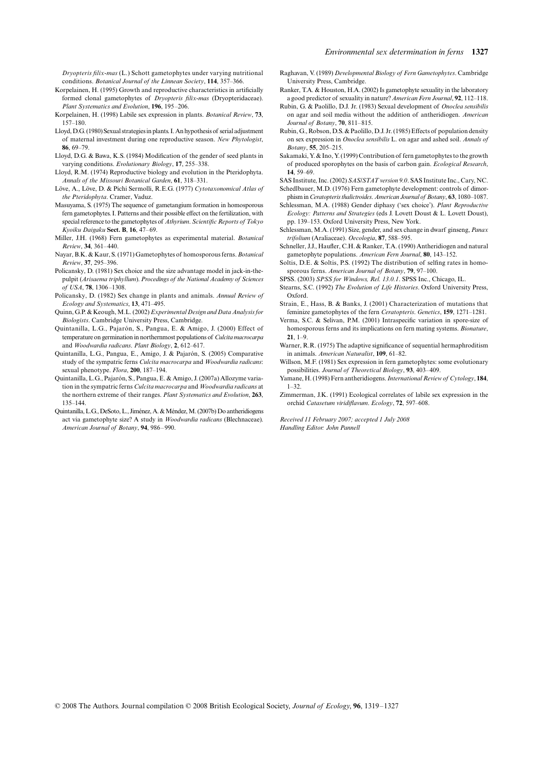*Dryopteris filix-mas* (L.) Schott gametophytes under varying nutritional conditions. *Botanical Journal of the Linnean Society*, **114**, 357–366.

Korpelainen, H. (1995) Growth and reproductive characteristics in artificially formed clonal gametophytes of *Dryopteris filix-mas* (Dryopteridaceae). *Plant Systematics and Evolution*, **196**, 195–206.

Korpelainen, H. (1998) Labile sex expression in plants. *Botanical Review*, **73**, 157–180.

Lloyd, D.G. (1980) Sexual strategies in plants. I. An hypothesis of serial adjustment of maternal investment during one reproductive season. *New Phytologist*, **86**, 69–79.

Lloyd, D.G. & Bawa, K.S. (1984) Modification of the gender of seed plants in varying conditions. *Evolutionary Biology*, **17**, 255–338.

Lloyd, R.M. (1974) Reproductive biology and evolution in the Pteridophyta. *Annals of the Missouri Botanical Garden*, **61**, 318–331.

Löve, A., Löve, D. & Pichi Sermolli, R.E.G. (1977) *Cytotaxonomical Atlas of the Pteridophyta*. Cramer, Vaduz.

Masuyama, S. (1975) The sequence of gametangium formation in homosporous fern gametophytes. I. Patterns and their possible effect on the fertilization, with special reference to the gametophytes of *Athyrium*. *Scientific Reports of Tokyo Kyoiku Daigaku* **Sect. B**, **16**, 47–69.

Miller, J.H. (1968) Fern gametophytes as experimental material. *Botanical Review*, **34**, 361–440.

Nayar, B.K. & Kaur, S. (1971) Gametophytes of homosporous ferns. *Botanical Review*, **37**, 295–396.

Policansky, D. (1981) Sex choice and the size advantage model in jack-in-the-pulpit (*Arisaema triphyllum*). *Procedings of the National Academy of Sciences of USA*, **78**, 1306–1308.

Policansky, D. (1982) Sex change in plants and animals. *Annual Review of Ecology and Systematics*, **13**, 471–495.

Quinn, G.P. & Keough, M.L. (2002) *Experimental Design and Data Analysis for Biologists*. Cambridge University Press, Cambridge.

Quintanilla, L.G., Pajarón, S., Pangua, E. & Amigo, J. (2000) Effect of temperature on germination in northernmost populations of *Culcita macrocarpa* and *Woodwardia radicans*. *Plant Biology*, **2**, 612–617.

Quintanilla, L.G., Pangua, E., Amigo, J. & Pajarón, S. (2005) Comparative study of the sympatric ferns *Culcita macrocarpa* and *Woodwardia radicans*: sexual phenotype. *Flora*, **200**, 187–194.

Quintanilla, L.G., Pajarón, S., Pangua, E. & Amigo, J. (2007a) Allozyme variation in the sympatric ferns *Culcita macrocarpa* and *Woodwardia radicans* at the northern extreme of their ranges. *Plant Systematics and Evolution*, **263**, 135–144.

Quintanilla, L.G., DeSoto, L., Jiménez, A. & Méndez, M. (2007b) Do antheridiogens act via gametophyte size? A study in *Woodwardia radicans* (Blechnaceae). *American Journal of Botany*, **94**, 986–990.

Raghavan, V. (1989) *Developmental Biology of Fern Gametophytes*. Cambridge University Press, Cambridge.

Ranker, T.A. & Houston, H.A. (2002) Is gametophyte sexuality in the laboratory a good predictor of sexuality in nature? *American Fern Journal*, **92**, 112–118.

Rubin, G. & Paolillo, D.J. Jr. (1983) Sexual development of *Onoclea sensibilis* on agar and soil media without the addition of antheridiogen. *American Journal of Botany*, **70**, 811–815.

Rubin, G., Robson, D.S. & Paolillo, D.J. Jr. (1985) Effects of population density on sex expression in *Onoclea sensibilis* L. on agar and ashed soil. *Annals of Botany*, **55**, 205–215.

Sakamaki, Y. & Ino, Y. (1999) Contribution of fern gametophytes to the growth of produced sporophytes on the basis of carbon gain. *Ecological Research*, **14**, 59–69.

SAS Institute, Inc. (2002) *SAS/STAT version 9.0*. SAS Institute Inc., Cary, NC.

Schedlbauer, M.D. (1976) Fern gametophyte development: controls of dimorphism in *Ceratopteris thalictroides*. *American Journal of Botany*, **63**, 1080–1087.

Schlessman, M.A. (1988) Gender diphasy ('sex choice'). *Plant Reproductive Ecology: Patterns and Strategies* (eds J. Lovett Doust & L. Lovett Doust), pp. 139–153. Oxford University Press, New York.

Schlessman, M.A. (1991) Size, gender, and sex change in dwarf ginseng, *Panax trifolium* (Araliaceae). *Oecologia*, **87**, 588–595.

Schneller, J.J., Haufler, C.H. & Ranker, T.A. (1990) Antheridiogen and natural gametophyte populations. *American Fern Journal*, **80**, 143–152.

Soltis, D.E. & Soltis, P.S. (1992) The distribution of selfing rates in homosporous ferns. *American Journal of Botany*, **79**, 97–100.

SPSS. (2003) *SPSS for Windows, Rel. 13.0.1*. SPSS Inc., Chicago, IL.

Stearns, S.C. (1992) *The Evolution of Life Histories*. Oxford University Press, Oxford.

Strain, E., Hass, B. & Banks, J. (2001) Characterization of mutations that feminize gametophytes of the fern *Ceratopteris*. *Genetics*, **159**, 1271–1281.

Verma, S.C. & Selivan, P.M. (2001) Intraspecific variation in spore-size of homosporous ferns and its implications on fern mating systems. *Bionature*, **21**, 1–9.

Warner, R.R. (1975) The adaptive significance of sequential hermaphroditism in animals. *American Naturalist*, **109**, 61–82.

Willson, M.F. (1981) Sex expression in fern gametophytes: some evolutionary possibilities. *Journal of Theoretical Biology*, **93**, 403–409.

Yamane, H. (1998) Fern antheridiogens. *International Review of Cytology*, **184**, 1–32.

Zimmerman, J.K. (1991) Ecological correlates of labile sex expression in the orchid *Catasetum viridiflavum*. *Ecology*, **72**, 597–608.

*Received 11 February 2007; accepted 1 July 2008*
*Handling Editor: John Pannell*